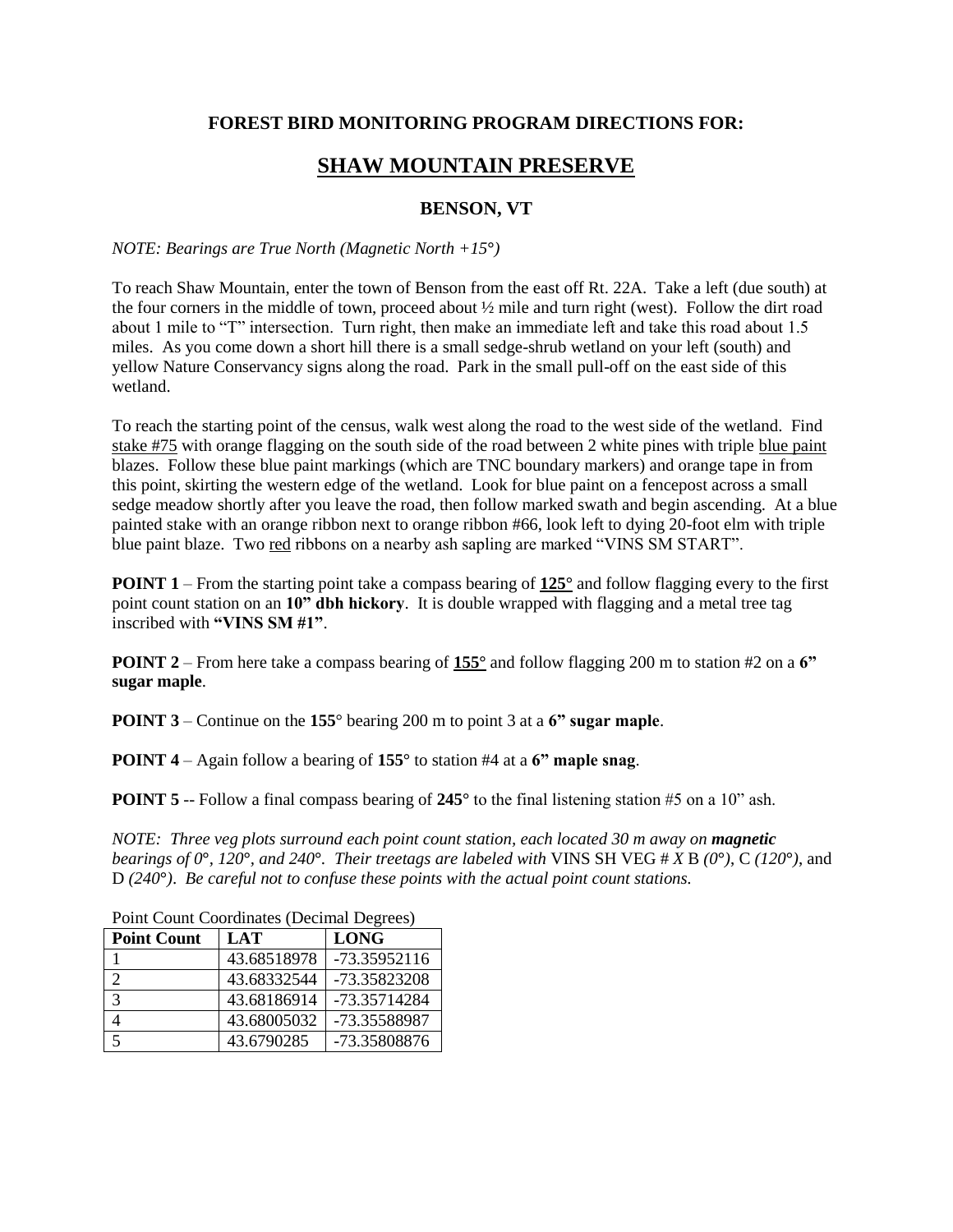**FOREST BIRD MONITORING PROGRAM DIRECTIONS FOR:**

# SHAW MOUNTAIN PRESERVE

## BENSON, VT

*NOTE: Bearings are True North (Magnetic North +15°)*

To reach Shaw Mountain, enter the town of Benson from the east off Rt. 22A. Take a left (due south) at the four corners in the middle of town, proceed about ½ mile and turn right (west). Follow the dirt road about 1 mile to "T" intersection. Turn right, then make an immediate left and take this road about 1.5 miles. As you come down a short hill there is a small sedge-shrub wetland on your left (south) and yellow Nature Conservancy signs along the road. Park in the small pull-off on the east side of this wetland.

To reach the starting point of the census, walk west along the road to the west side of the wetland. Find stake #75 with orange flagging on the south side of the road between 2 white pines with triple blue paint blazes. Follow these blue paint markings (which are TNC boundary markers) and orange tape in from this point, skirting the western edge of the wetland. Look for blue paint on a fencepost across a small sedge meadow shortly after you leave the road, then follow marked swath and begin ascending. At a blue painted stake with an orange ribbon next to orange ribbon #66, look left to dying 20-foot elm with triple blue paint blaze. Two red ribbons on a nearby ash sapling are marked "VINS SM START".

**POINT 1** – From the starting point take a compass bearing of **125°** and follow flagging every to the first point count station on an **10" dbh hickory**. It is double wrapped with flagging and a metal tree tag inscribed with **"VINS SM #1"**.

**POINT 2** – From here take a compass bearing of **155°** and follow flagging 200 m to station #2 on a **6" sugar maple**.

**POINT 3** – Continue on the **155°** bearing 200 m to point 3 at a **6" sugar maple**.

**POINT 4** – Again follow a bearing of **155°** to station #4 at a **6" maple snag**.

**POINT 5** -- Follow a final compass bearing of **245°** to the final listening station #5 on a 10" ash.

*NOTE: Three veg plots surround each point count station, each located 30 m away on* ***magnetic*** *bearings of 0°, 120°, and 240°. Their treetags are labeled with* VINS SH VEG # *X* B *(0°)*, C *(120°)*, and D *(240°)*. Be careful not to confuse these points with the actual point count stations.*

Point Count Coordinates (Decimal Degrees)

| Point Count | LAT | LONG |
|---|---|---|
| 1 | 43.68518978 | -73.35952116 |
| 2 | 43.68332544 | -73.35823208 |
| 3 | 43.68186914 | -73.35714284 |
| 4 | 43.68005032 | -73.35588987 |
| 5 | 43.6790285 | -73.35808876 |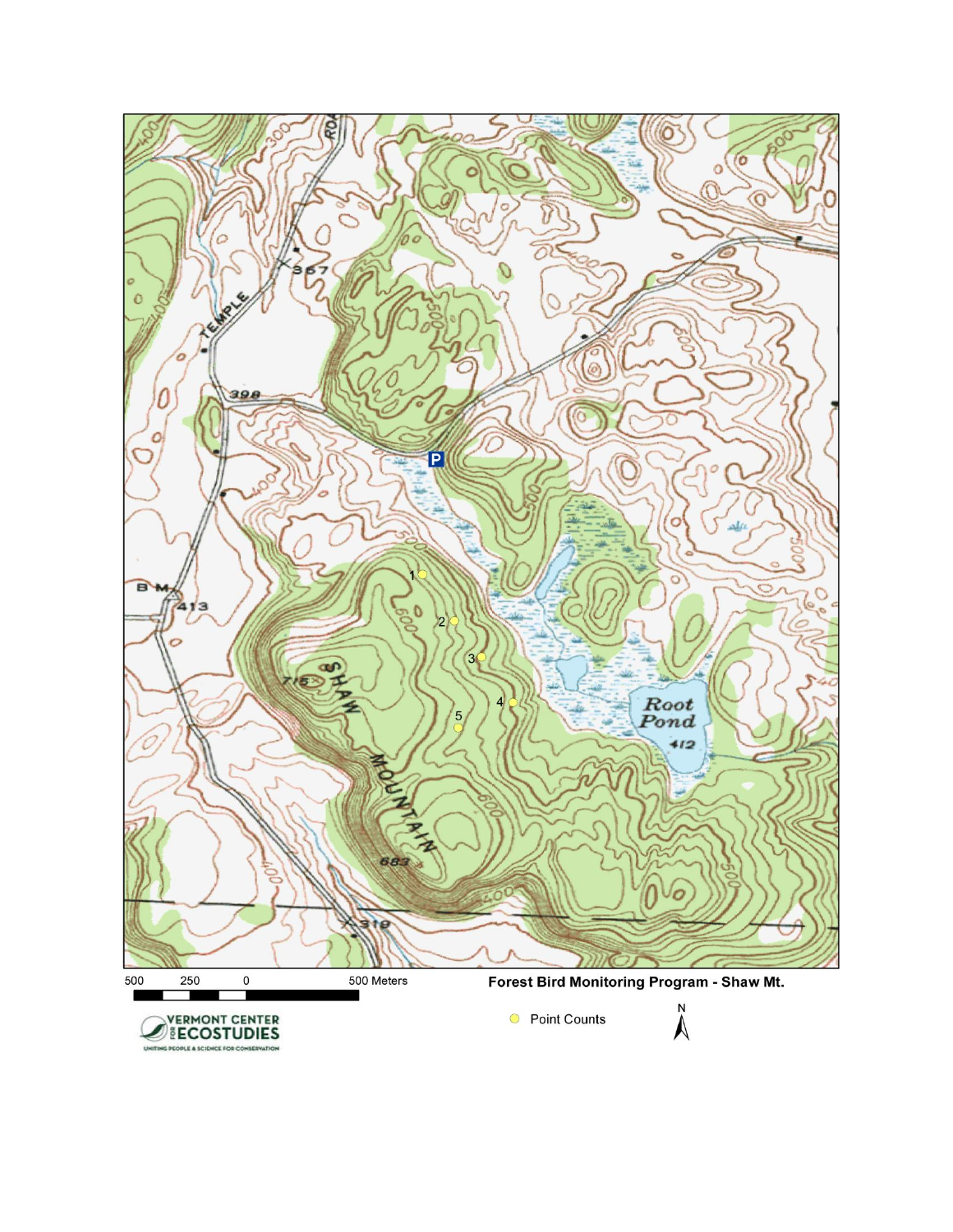Forest Bird Monitoring Program - Shaw Mt.

Point Counts

500 250 0 500 Meters

N

VERMONT CENTER FOR ECOSTUDIES

UNITING PEOPLE & SCIENCE FOR CONSERVATION

TEMPLE ROAD

SHAW MOUNTAIN

Root Pond

412

715

683

413

398

357

319

B M

P

1

2

3

4

5